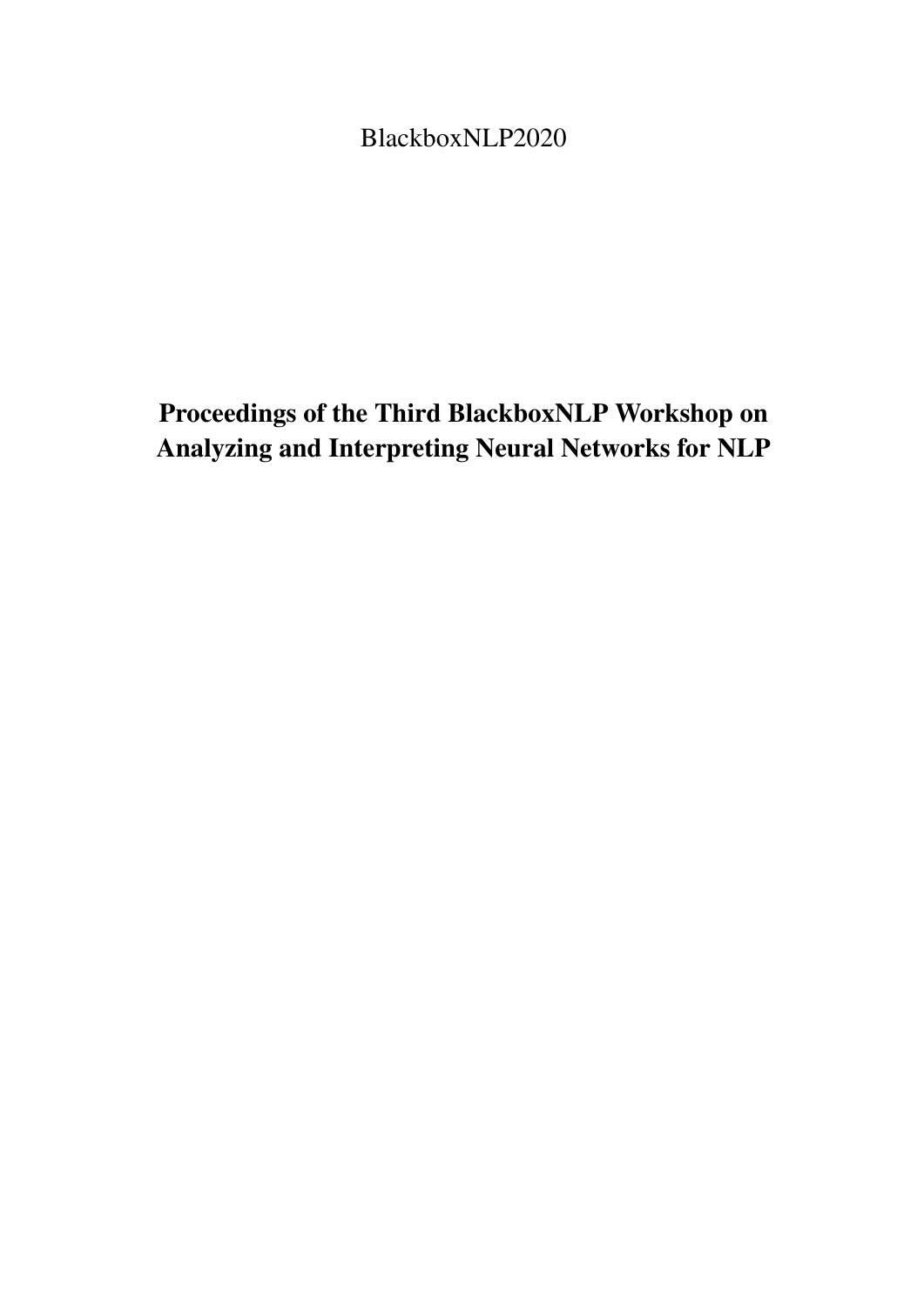BlackboxNLP2020

# Proceedings of the Third BlackboxNLP Workshop on Analyzing and Interpreting Neural Networks for NLP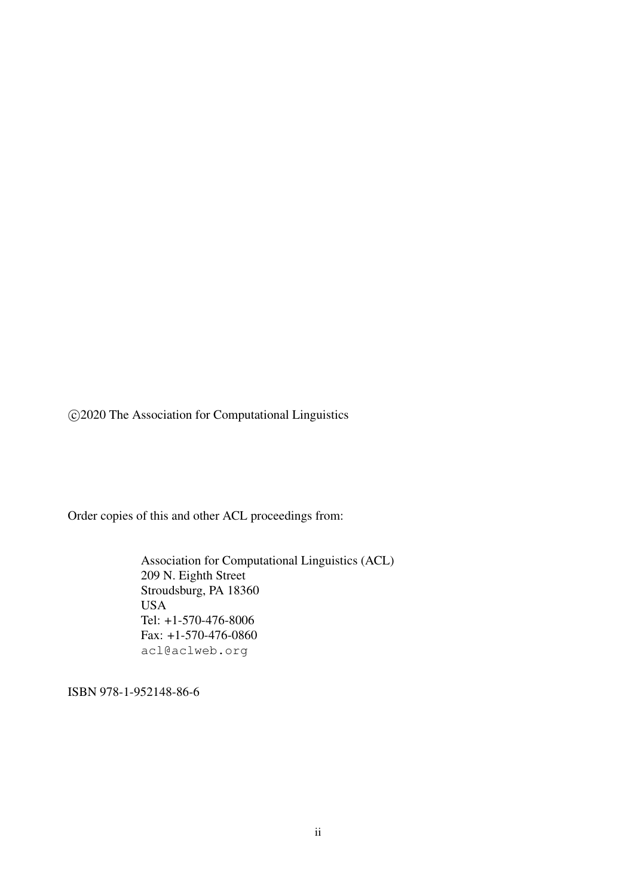©2020 The Association for Computational Linguistics

Order copies of this and other ACL proceedings from:

Association for Computational Linguistics (ACL)  
209 N. Eighth Street  
Stroudsburg, PA 18360  
USA  
Tel: +1-570-476-8006  
Fax: +1-570-476-0860  
acl@aclweb.org

ISBN 978-1-952148-86-6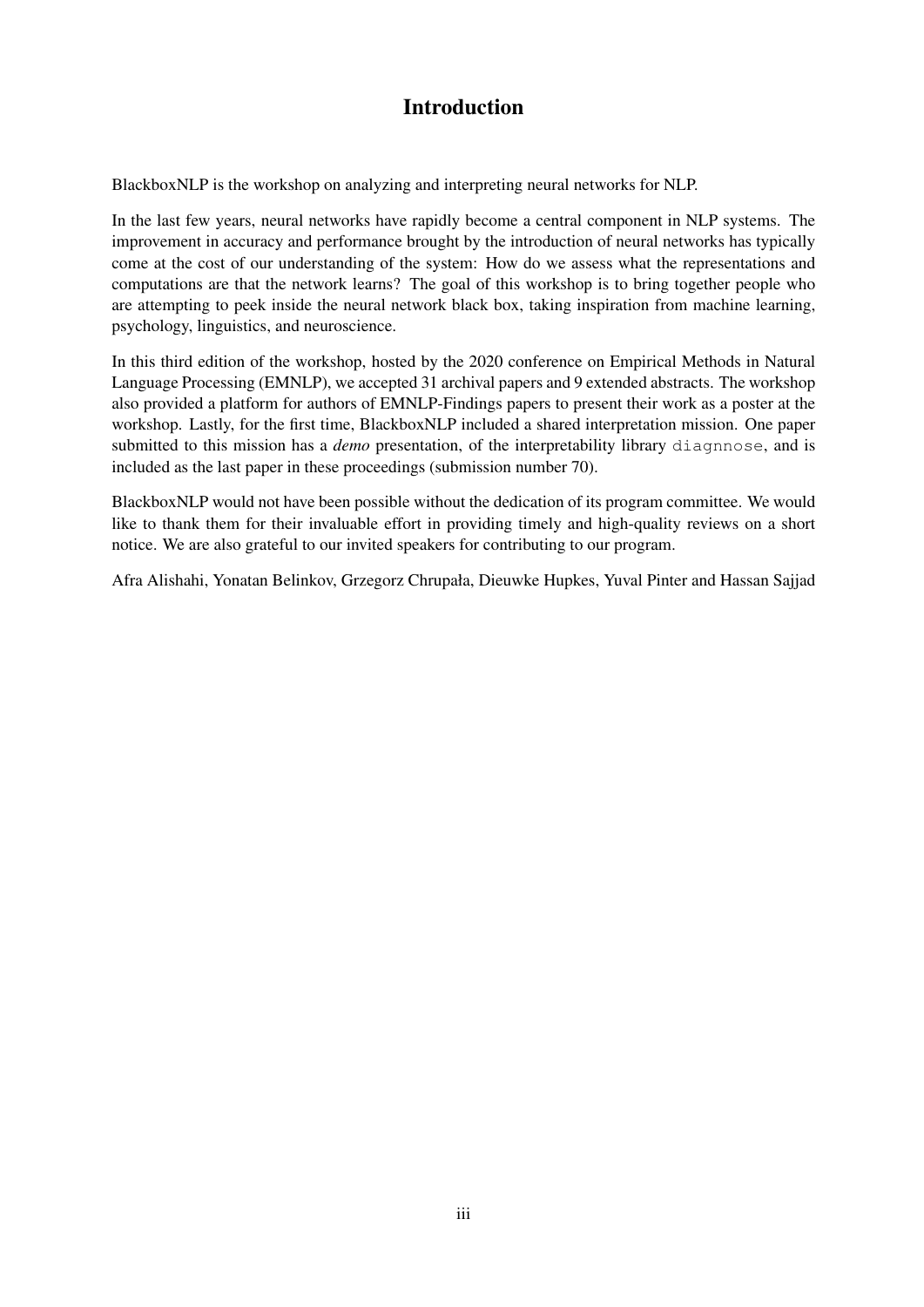# Introduction

BlackboxNLP is the workshop on analyzing and interpreting neural networks for NLP.

In the last few years, neural networks have rapidly become a central component in NLP systems. The improvement in accuracy and performance brought by the introduction of neural networks has typically come at the cost of our understanding of the system: How do we assess what the representations and computations are that the network learns? The goal of this workshop is to bring together people who are attempting to peek inside the neural network black box, taking inspiration from machine learning, psychology, linguistics, and neuroscience.

In this third edition of the workshop, hosted by the 2020 conference on Empirical Methods in Natural Language Processing (EMNLP), we accepted 31 archival papers and 9 extended abstracts. The workshop also provided a platform for authors of EMNLP-Findings papers to present their work as a poster at the workshop. Lastly, for the first time, BlackboxNLP included a shared interpretation mission. One paper submitted to this mission has a *demo* presentation, of the interpretability library `diagnnose`, and is included as the last paper in these proceedings (submission number 70).

BlackboxNLP would not have been possible without the dedication of its program committee. We would like to thank them for their invaluable effort in providing timely and high-quality reviews on a short notice. We are also grateful to our invited speakers for contributing to our program.

Afra Alishahi, Yonatan Belinkov, Grzegorz Chrupała, Dieuwke Hupkes, Yuval Pinter and Hassan Sajjad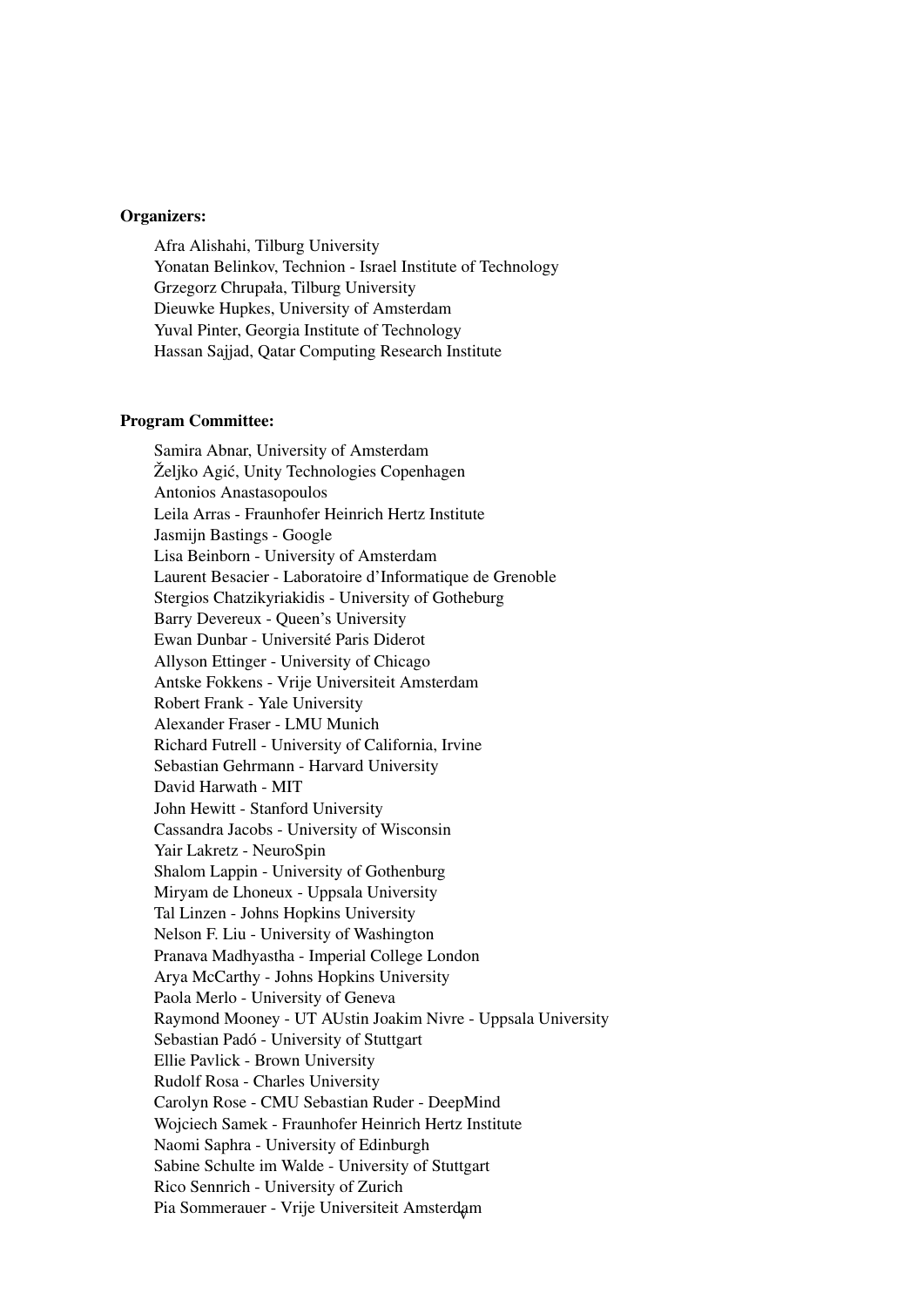**Organizers:**

Afra Alishahi, Tilburg University
Yonatan Belinkov, Technion - Israel Institute of Technology
Grzegorz Chrupała, Tilburg University
Dieuwke Hupkes, University of Amsterdam
Yuval Pinter, Georgia Institute of Technology
Hassan Sajjad, Qatar Computing Research Institute

**Program Committee:**

Samira Abnar, University of Amsterdam
Željko Agić, Unity Technologies Copenhagen
Antonios Anastasopoulos
Leila Arras - Fraunhofer Heinrich Hertz Institute
Jasmijn Bastings - Google
Lisa Beinborn - University of Amsterdam
Laurent Besacier - Laboratoire d'Informatique de Grenoble
Stergios Chatzikyriakidis - University of Gotheburg
Barry Devereux - Queen's University
Ewan Dunbar - Université Paris Diderot
Allyson Ettinger - University of Chicago
Antske Fokkens - Vrije Universiteit Amsterdam
Robert Frank - Yale University
Alexander Fraser - LMU Munich
Richard Futrell - University of California, Irvine
Sebastian Gehrmann - Harvard University
David Harwath - MIT
John Hewitt - Stanford University
Cassandra Jacobs - University of Wisconsin
Yair Lakretz - NeuroSpin
Shalom Lappin - University of Gothenburg
Miryam de Lhoneux - Uppsala University
Tal Linzen - Johns Hopkins University
Nelson F. Liu - University of Washington
Pranava Madhyastha - Imperial College London
Arya McCarthy - Johns Hopkins University
Paola Merlo - University of Geneva
Raymond Mooney - UT AUstin Joakim Nivre - Uppsala University
Sebastian Padó - University of Stuttgart
Ellie Pavlick - Brown University
Rudolf Rosa - Charles University
Carolyn Rose - CMU Sebastian Ruder - DeepMind
Wojciech Samek - Fraunhofer Heinrich Hertz Institute
Naomi Saphra - University of Edinburgh
Sabine Schulte im Walde - University of Stuttgart
Rico Sennrich - University of Zurich
Pia Sommerauer - Vrije Universiteit Amsterdam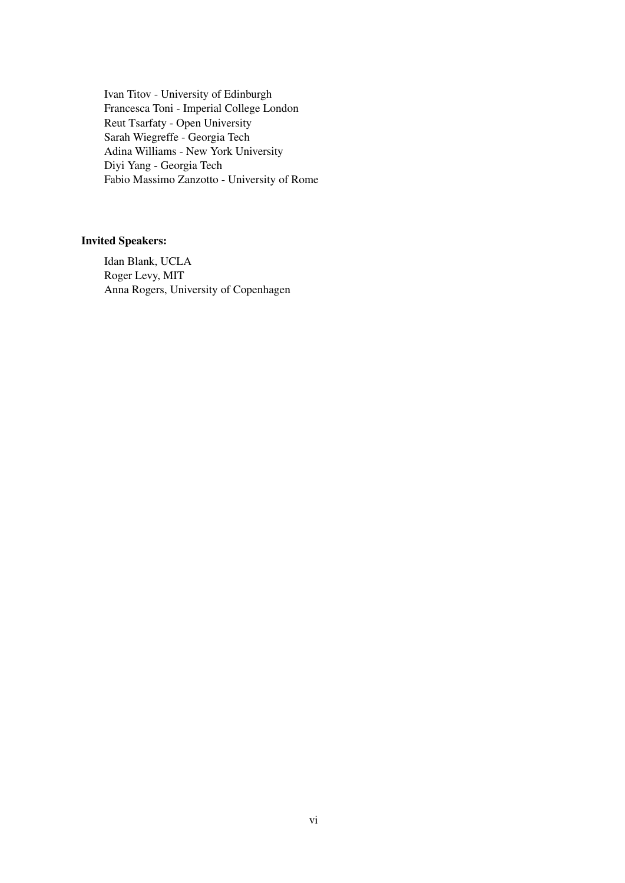Ivan Titov - University of Edinburgh
Francesca Toni - Imperial College London
Reut Tsarfaty - Open University
Sarah Wiegreffe - Georgia Tech
Adina Williams - New York University
Diyi Yang - Georgia Tech
Fabio Massimo Zanzotto - University of Rome

**Invited Speakers:**

Idan Blank, UCLA
Roger Levy, MIT
Anna Rogers, University of Copenhagen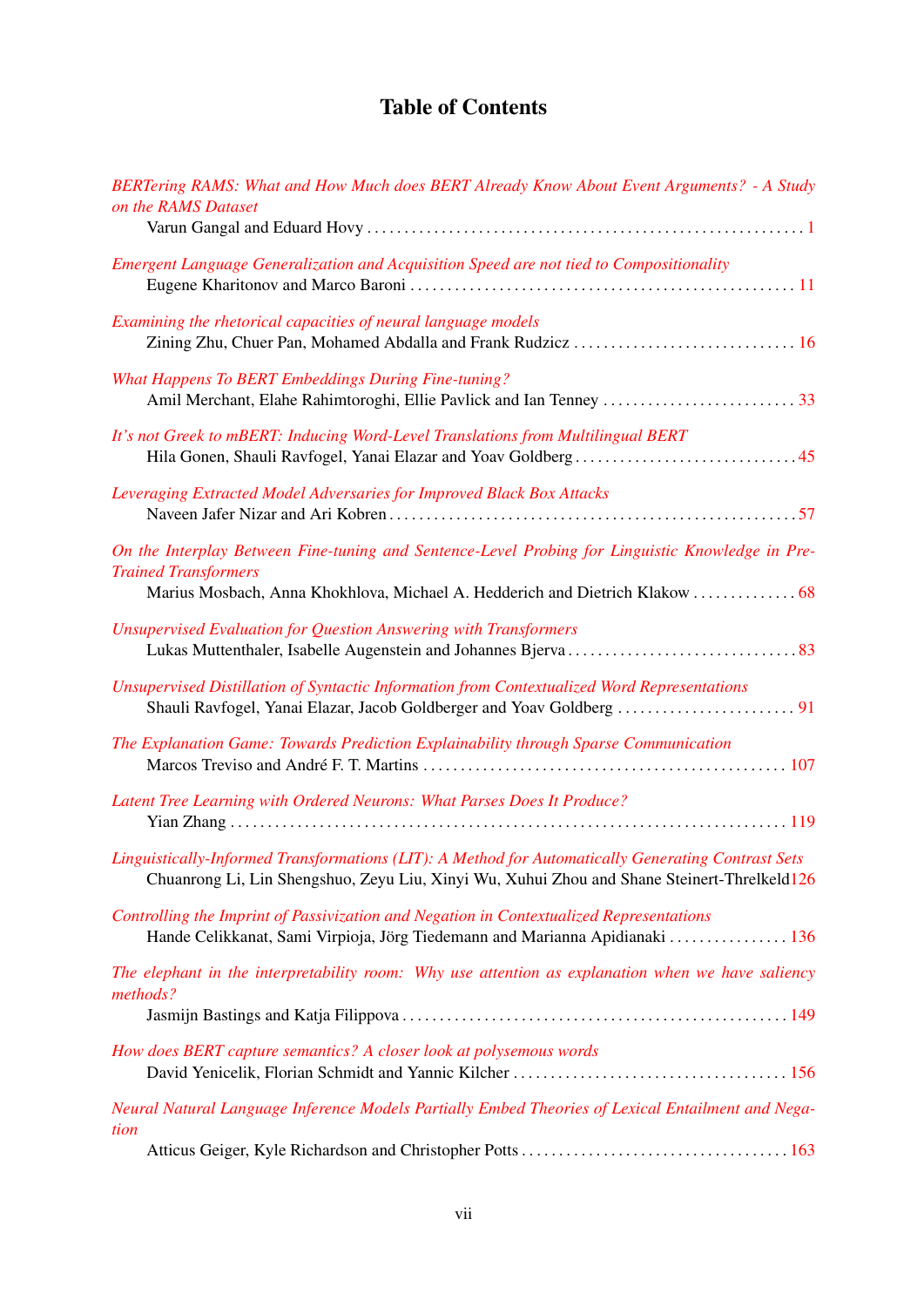# Table of Contents

*BERTering RAMS: What and How Much does BERT Already Know About Event Arguments? - A Study on the RAMS Dataset*
Varun Gangal and Eduard Hovy . . . . . . . . . . 1

*Emergent Language Generalization and Acquisition Speed are not tied to Compositionality*
Eugene Kharitonov and Marco Baroni . . . . . . . . . . 11

*Examining the rhetorical capacities of neural language models*
Zining Zhu, Chuer Pan, Mohamed Abdalla and Frank Rudzicz . . . . . . . . . . 16

*What Happens To BERT Embeddings During Fine-tuning?*
Amil Merchant, Elahe Rahimtoroghi, Ellie Pavlick and Ian Tenney . . . . . . . . . . 33

*It's not Greek to mBERT: Inducing Word-Level Translations from Multilingual BERT*
Hila Gonen, Shauli Ravfogel, Yanai Elazar and Yoav Goldberg . . . . . . . . . . 45

*Leveraging Extracted Model Adversaries for Improved Black Box Attacks*
Naveen Jafer Nizar and Ari Kobren . . . . . . . . . . 57

*On the Interplay Between Fine-tuning and Sentence-Level Probing for Linguistic Knowledge in Pre-Trained Transformers*
Marius Mosbach, Anna Khokhlova, Michael A. Hedderich and Dietrich Klakow . . . . . . . . . . 68

*Unsupervised Evaluation for Question Answering with Transformers*
Lukas Muttenthaler, Isabelle Augenstein and Johannes Bjerva . . . . . . . . . . 83

*Unsupervised Distillation of Syntactic Information from Contextualized Word Representations*
Shauli Ravfogel, Yanai Elazar, Jacob Goldberger and Yoav Goldberg . . . . . . . . . . 91

*The Explanation Game: Towards Prediction Explainability through Sparse Communication*
Marcos Treviso and André F. T. Martins . . . . . . . . . . 107

*Latent Tree Learning with Ordered Neurons: What Parses Does It Produce?*
Yian Zhang . . . . . . . . . . 119

*Linguistically-Informed Transformations (LIT): A Method for Automatically Generating Contrast Sets*
Chuanrong Li, Lin Shengshuo, Zeyu Liu, Xinyi Wu, Xuhui Zhou and Shane Steinert-Threlkeld 126

*Controlling the Imprint of Passivization and Negation in Contextualized Representations*
Hande Celikkanat, Sami Virpioja, Jörg Tiedemann and Marianna Apidianaki . . . . . . . . . . 136

*The elephant in the interpretability room: Why use attention as explanation when we have saliency methods?*
Jasmijn Bastings and Katja Filippova . . . . . . . . . . 149

*How does BERT capture semantics? A closer look at polysemous words*
David Yenicelik, Florian Schmidt and Yannic Kilcher . . . . . . . . . . 156

*Neural Natural Language Inference Models Partially Embed Theories of Lexical Entailment and Negation*
Atticus Geiger, Kyle Richardson and Christopher Potts . . . . . . . . . . 163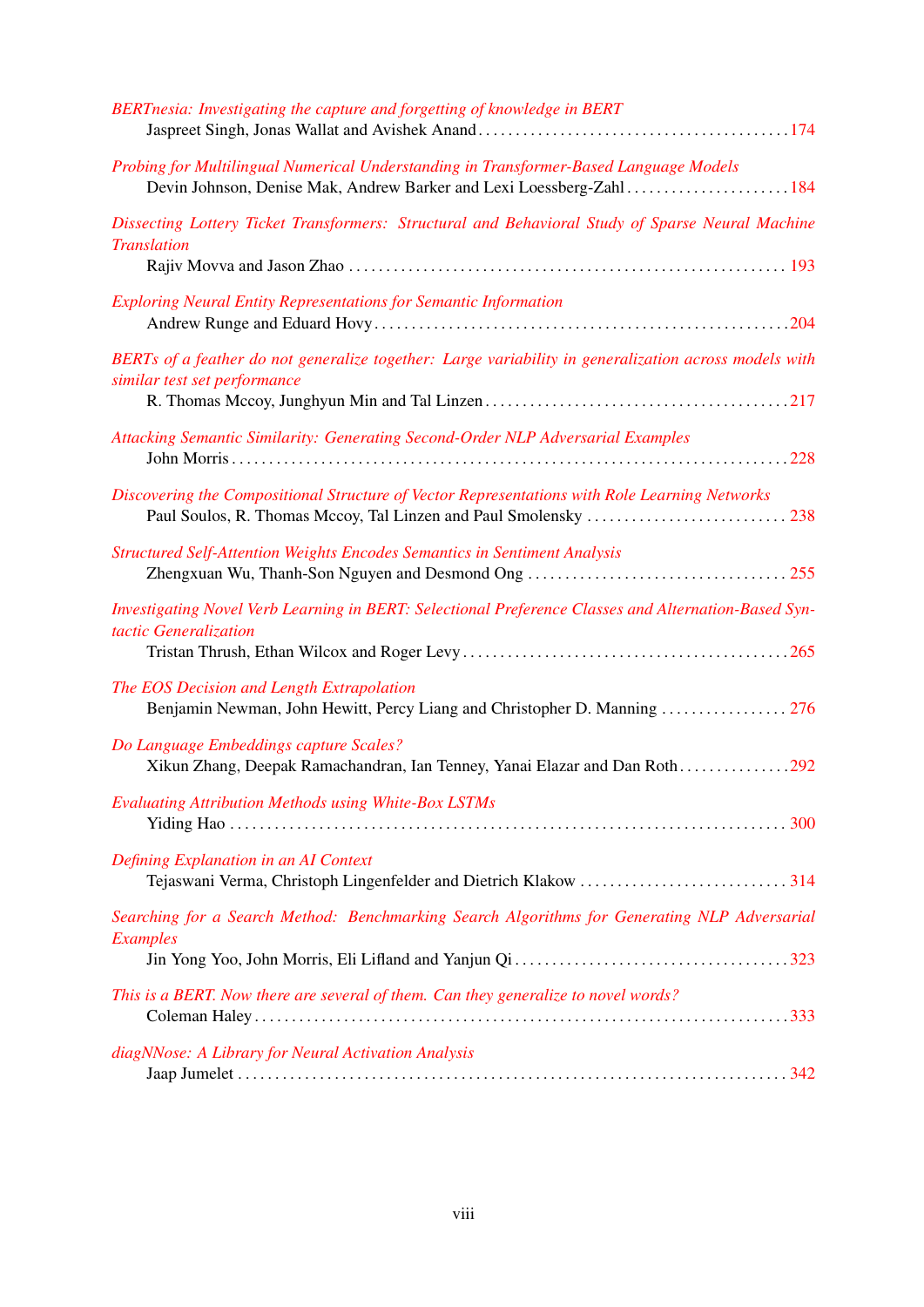*BERTnesia: Investigating the capture and forgetting of knowledge in BERT*
Jaspreet Singh, Jonas Wallat and Avishek Anand . . . . . . . . . . 174

*Probing for Multilingual Numerical Understanding in Transformer-Based Language Models*
Devin Johnson, Denise Mak, Andrew Barker and Lexi Loessberg-Zahl . . . . . . . . . . 184

*Dissecting Lottery Ticket Transformers: Structural and Behavioral Study of Sparse Neural Machine Translation*
Rajiv Movva and Jason Zhao . . . . . . . . . . 193

*Exploring Neural Entity Representations for Semantic Information*
Andrew Runge and Eduard Hovy . . . . . . . . . . 204

*BERTs of a feather do not generalize together: Large variability in generalization across models with similar test set performance*
R. Thomas Mccoy, Junghyun Min and Tal Linzen . . . . . . . . . . 217

*Attacking Semantic Similarity: Generating Second-Order NLP Adversarial Examples*
John Morris . . . . . . . . . . 228

*Discovering the Compositional Structure of Vector Representations with Role Learning Networks*
Paul Soulos, R. Thomas Mccoy, Tal Linzen and Paul Smolensky . . . . . . . . . . 238

*Structured Self-Attention Weights Encodes Semantics in Sentiment Analysis*
Zhengxuan Wu, Thanh-Son Nguyen and Desmond Ong . . . . . . . . . . 255

*Investigating Novel Verb Learning in BERT: Selectional Preference Classes and Alternation-Based Syntactic Generalization*
Tristan Thrush, Ethan Wilcox and Roger Levy . . . . . . . . . . 265

*The EOS Decision and Length Extrapolation*
Benjamin Newman, John Hewitt, Percy Liang and Christopher D. Manning . . . . . . . . . . 276

*Do Language Embeddings capture Scales?*
Xikun Zhang, Deepak Ramachandran, Ian Tenney, Yanai Elazar and Dan Roth . . . . . . . . . . 292

*Evaluating Attribution Methods using White-Box LSTMs*
Yiding Hao . . . . . . . . . . 300

*Defining Explanation in an AI Context*
Tejaswani Verma, Christoph Lingenfelder and Dietrich Klakow . . . . . . . . . . 314

*Searching for a Search Method: Benchmarking Search Algorithms for Generating NLP Adversarial Examples*
Jin Yong Yoo, John Morris, Eli Lifland and Yanjun Qi . . . . . . . . . . 323

*This is a BERT. Now there are several of them. Can they generalize to novel words?*
Coleman Haley . . . . . . . . . . 333

*diagNNose: A Library for Neural Activation Analysis*
Jaap Jumelet . . . . . . . . . . 342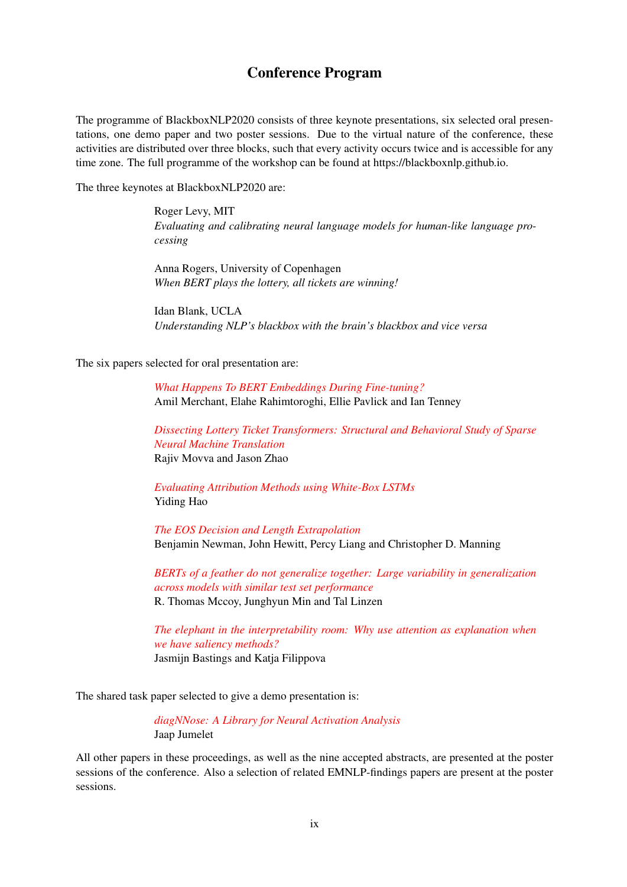# Conference Program

The programme of BlackboxNLP2020 consists of three keynote presentations, six selected oral presentations, one demo paper and two poster sessions. Due to the virtual nature of the conference, these activities are distributed over three blocks, such that every activity occurs twice and is accessible for any time zone. The full programme of the workshop can be found at https://blackboxnlp.github.io.

The three keynotes at BlackboxNLP2020 are:

> Roger Levy, MIT
> *Evaluating and calibrating neural language models for human-like language processing*
>
> Anna Rogers, University of Copenhagen
> *When BERT plays the lottery, all tickets are winning!*
>
> Idan Blank, UCLA
> *Understanding NLP's blackbox with the brain's blackbox and vice versa*

The six papers selected for oral presentation are:

> *What Happens To BERT Embeddings During Fine-tuning?*
> Amil Merchant, Elahe Rahimtoroghi, Ellie Pavlick and Ian Tenney
>
> *Dissecting Lottery Ticket Transformers: Structural and Behavioral Study of Sparse Neural Machine Translation*
> Rajiv Movva and Jason Zhao
>
> *Evaluating Attribution Methods using White-Box LSTMs*
> Yiding Hao
>
> *The EOS Decision and Length Extrapolation*
> Benjamin Newman, John Hewitt, Percy Liang and Christopher D. Manning
>
> *BERTs of a feather do not generalize together: Large variability in generalization across models with similar test set performance*
> R. Thomas Mccoy, Junghyun Min and Tal Linzen
>
> *The elephant in the interpretability room: Why use attention as explanation when we have saliency methods?*
> Jasmijn Bastings and Katja Filippova

The shared task paper selected to give a demo presentation is:

> *diagNNose: A Library for Neural Activation Analysis*
> Jaap Jumelet

All other papers in these proceedings, as well as the nine accepted abstracts, are presented at the poster sessions of the conference. Also a selection of related EMNLP-findings papers are present at the poster sessions.